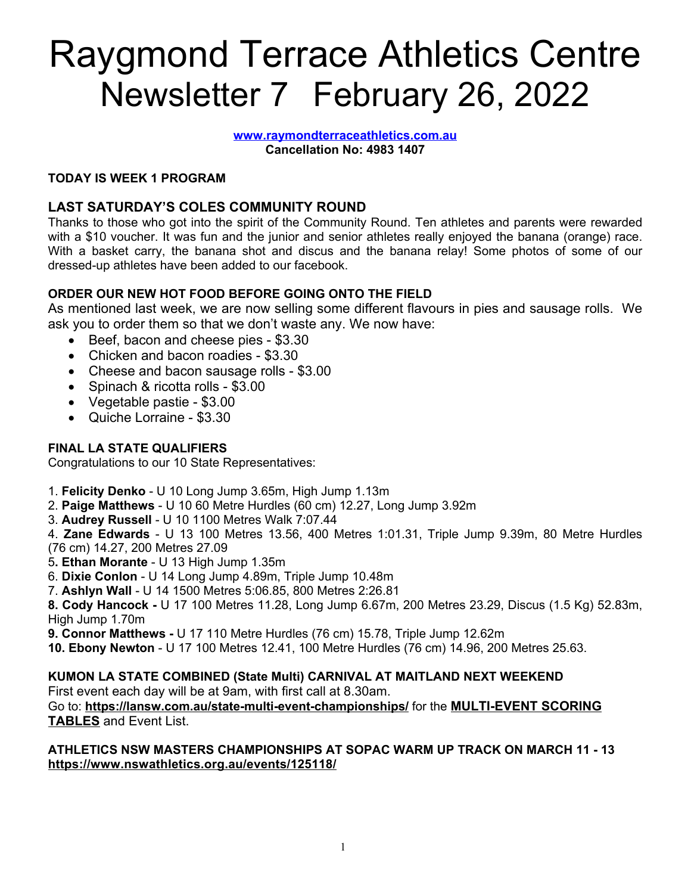# Raygmond Terrace Athletics Centre Newsletter 7 February 26, 2022

**[www.raymondterraceathletics.com.au](http://www.raymondterraceathletics.com.au)**
**Cancellation No: 4983 1407**

**TODAY IS WEEK 1 PROGRAM**

## LAST SATURDAY'S COLES COMMUNITY ROUND

Thanks to those who got into the spirit of the Community Round. Ten athletes and parents were rewarded with a $10 voucher. It was fun and the junior and senior athletes really enjoyed the banana (orange) race. With a basket carry, the banana shot and discus and the banana relay! Some photos of some of our dressed-up athletes have been added to our facebook.

**ORDER OUR NEW HOT FOOD BEFORE GOING ONTO THE FIELD**

As mentioned last week, we are now selling some different flavours in pies and sausage rolls. We ask you to order them so that we don't waste any. We now have:

- Beef, bacon and cheese pies - $3.30
- Chicken and bacon roadies - $3.30
- Cheese and bacon sausage rolls - $3.00
- Spinach & ricotta rolls - $3.00
- Vegetable pastie - $3.00
- Quiche Lorraine - $3.30

**FINAL LA STATE QUALIFIERS**

Congratulations to our 10 State Representatives:

1. **Felicity Denko** - U 10 Long Jump 3.65m, High Jump 1.13m
2. **Paige Matthews** - U 10 60 Metre Hurdles (60 cm) 12.27, Long Jump 3.92m
3. **Audrey Russell** - U 10 1100 Metres Walk 7:07.44
4. **Zane Edwards** - U 13 100 Metres 13.56, 400 Metres 1:01.31, Triple Jump 9.39m, 80 Metre Hurdles (76 cm) 14.27, 200 Metres 27.09
5. **Ethan Morante** - U 13 High Jump 1.35m
6. **Dixie Conlon** - U 14 Long Jump 4.89m, Triple Jump 10.48m
7. **Ashlyn Wall** - U 14 1500 Metres 5:06.85, 800 Metres 2:26.81
8. **Cody Hancock -** U 17 100 Metres 11.28, Long Jump 6.67m, 200 Metres 23.29, Discus (1.5 Kg) 52.83m, High Jump 1.70m
9. **Connor Matthews -** U 17 110 Metre Hurdles (76 cm) 15.78, Triple Jump 12.62m
10. **Ebony Newton** - U 17 100 Metres 12.41, 100 Metre Hurdles (76 cm) 14.96, 200 Metres 25.63.

**KUMON LA STATE COMBINED (State Multi) CARNIVAL AT MAITLAND NEXT WEEKEND**

First event each day will be at 9am, with first call at 8.30am.
Go to: **<https://lansw.com.au/state-multi-event-championships/>** for the **MULTI-EVENT SCORING TABLES** and Event List.

**ATHLETICS NSW MASTERS CHAMPIONSHIPS AT SOPAC WARM UP TRACK ON MARCH 11 - 13**
**<https://www.nswathletics.org.au/events/125118/>**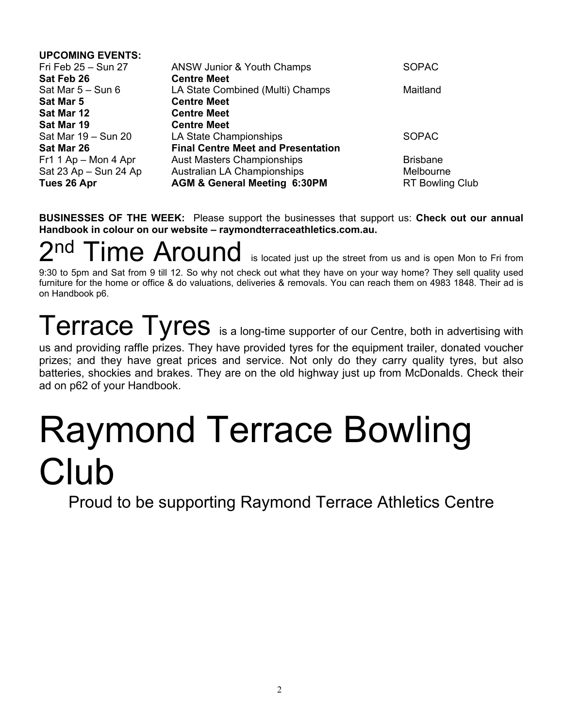**UPCOMING EVENTS:**

| | | |
|---|---|---|
| Fri Feb 25 – Sun 27 | ANSW Junior & Youth Champs | SOPAC |
| **Sat Feb 26** | **Centre Meet** | |
| Sat Mar 5 – Sun 6 | LA State Combined (Multi) Champs | Maitland |
| **Sat Mar 5** | **Centre Meet** | |
| **Sat Mar 12** | **Centre Meet** | |
| **Sat Mar 19** | **Centre Meet** | |
| Sat Mar 19 – Sun 20 | LA State Championships | SOPAC |
| **Sat Mar 26** | **Final Centre Meet and Presentation** | |
| Fr1 1 Ap – Mon 4 Apr | Aust Masters Championships | Brisbane |
| Sat 23 Ap – Sun 24 Ap | Australian LA Championships | Melbourne |
| **Tues 26 Apr** | **AGM & General Meeting 6:30PM** | RT Bowling Club |

**BUSINESSES OF THE WEEK:** Please support the businesses that support us: **Check out our annual Handbook in colour on our website – raymondterraceathletics.com.au.**

# 2nd Time Around

is located just up the street from us and is open Mon to Fri from 9:30 to 5pm and Sat from 9 till 12. So why not check out what they have on your way home? They sell quality used furniture for the home or office & do valuations, deliveries & removals. You can reach them on 4983 1848. Their ad is on Handbook p6.

# Terrace Tyres

is a long-time supporter of our Centre, both in advertising with us and providing raffle prizes. They have provided tyres for the equipment trailer, donated voucher prizes; and they have great prices and service. Not only do they carry quality tyres, but also batteries, shockies and brakes. They are on the old highway just up from McDonalds. Check their ad on p62 of your Handbook.

# Raymond Terrace Bowling Club

Proud to be supporting Raymond Terrace Athletics Centre